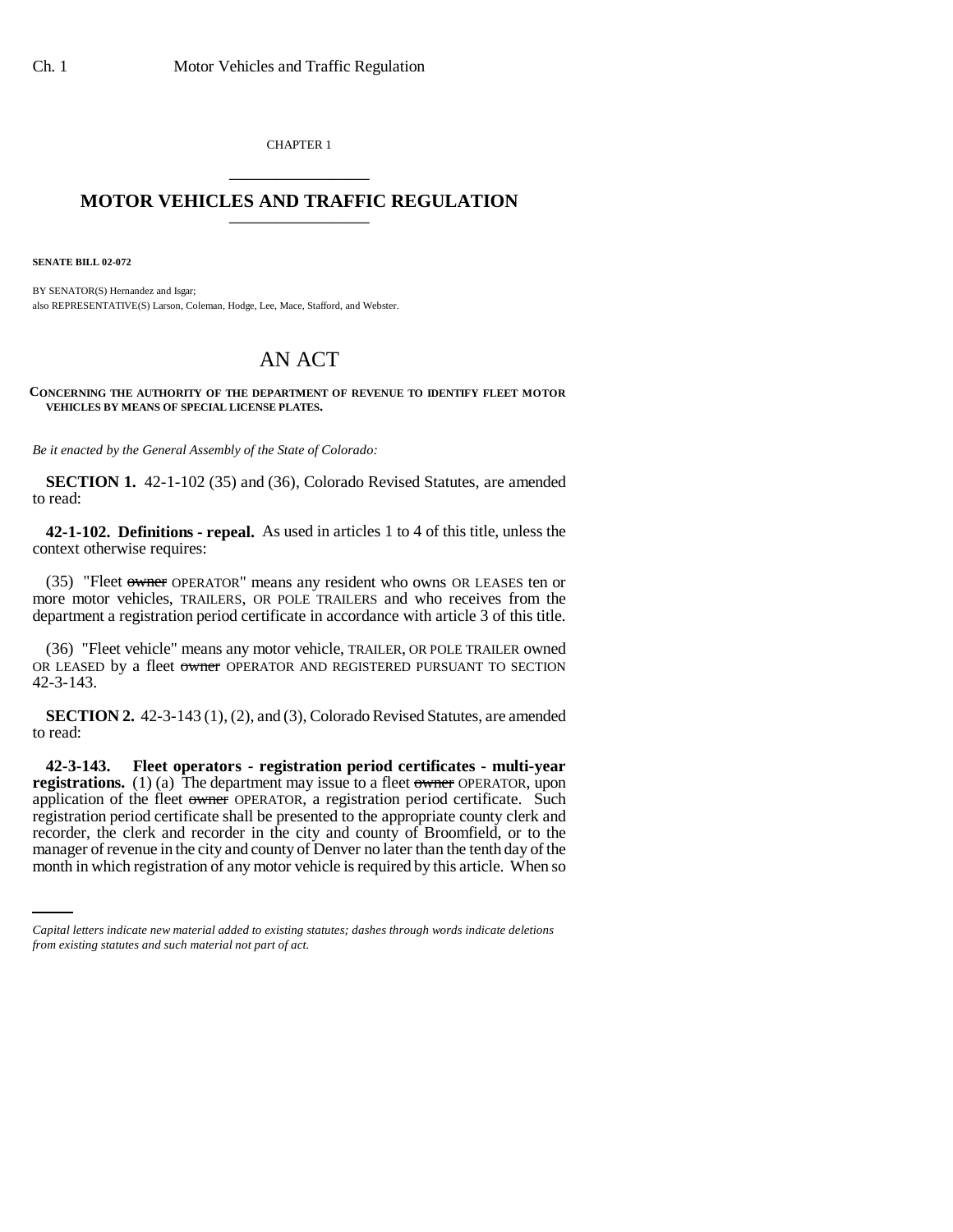CHAPTER 1

# MOTOR VEHICLES AND TRAFFIC REGULATION

**SENATE BILL 02-072**

BY SENATOR(S) Hernandez and Isgar;
also REPRESENTATIVE(S) Larson, Coleman, Hodge, Lee, Mace, Stafford, and Webster.

## AN ACT

**CONCERNING THE AUTHORITY OF THE DEPARTMENT OF REVENUE TO IDENTIFY FLEET MOTOR VEHICLES BY MEANS OF SPECIAL LICENSE PLATES.**

*Be it enacted by the General Assembly of the State of Colorado:*

**SECTION 1.** 42-1-102 (35) and (36), Colorado Revised Statutes, are amended to read:

**42-1-102. Definitions - repeal.** As used in articles 1 to 4 of this title, unless the context otherwise requires:

(35) "Fleet ~~owner~~ OPERATOR" means any resident who owns OR LEASES ten or more motor vehicles, TRAILERS, OR POLE TRAILERS and who receives from the department a registration period certificate in accordance with article 3 of this title.

(36) "Fleet vehicle" means any motor vehicle, TRAILER, OR POLE TRAILER owned OR LEASED by a fleet ~~owner~~ OPERATOR AND REGISTERED PURSUANT TO SECTION 42-3-143.

**SECTION 2.** 42-3-143 (1), (2), and (3), Colorado Revised Statutes, are amended to read:

**42-3-143. Fleet operators - registration period certificates - multi-year registrations.** (1) (a) The department may issue to a fleet ~~owner~~ OPERATOR, upon application of the fleet ~~owner~~ OPERATOR, a registration period certificate. Such registration period certificate shall be presented to the appropriate county clerk and recorder, the clerk and recorder in the city and county of Broomfield, or to the manager of revenue in the city and county of Denver no later than the tenth day of the month in which registration of any motor vehicle is required by this article. When so

*Capital letters indicate new material added to existing statutes; dashes through words indicate deletions from existing statutes and such material not part of act.*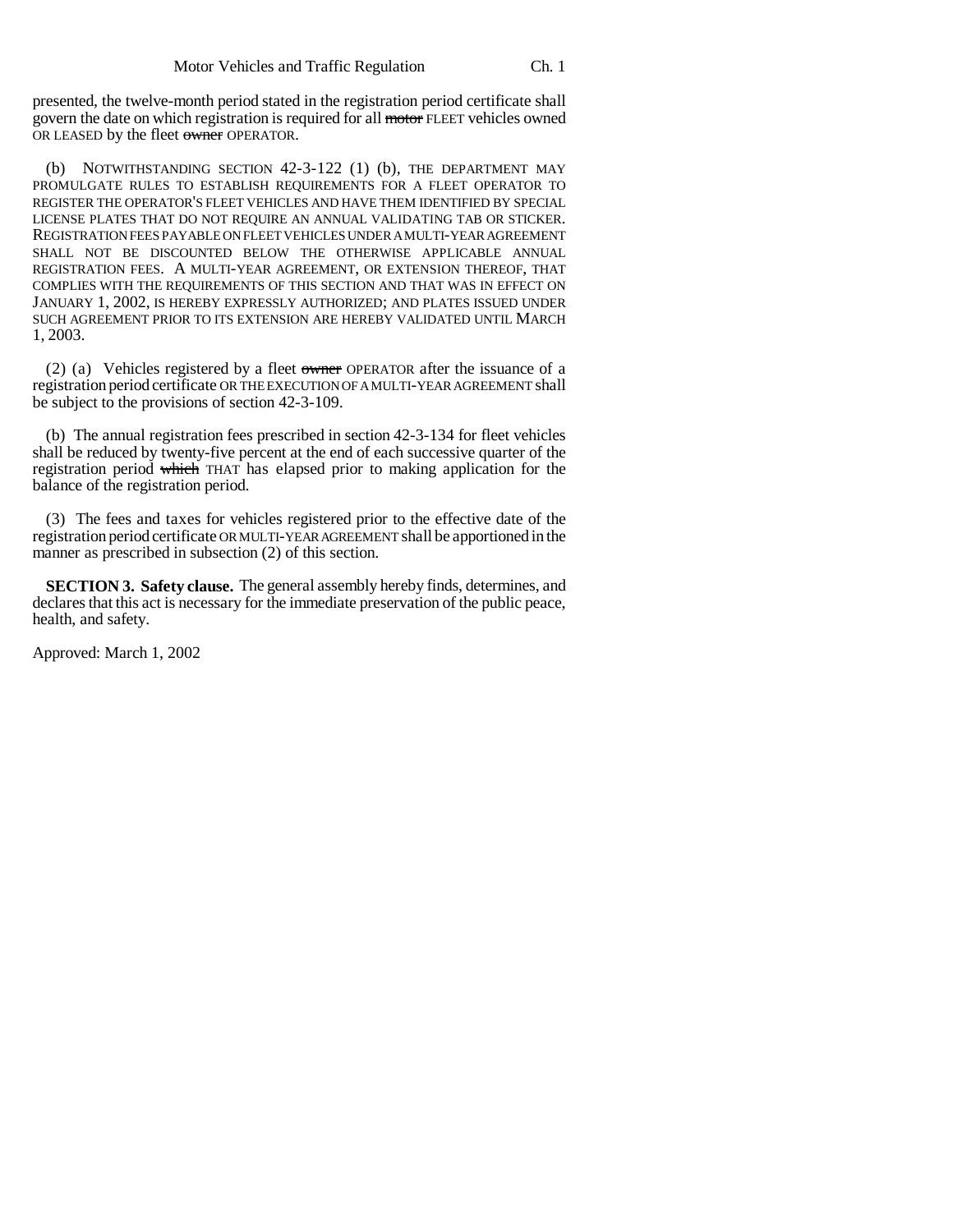presented, the twelve-month period stated in the registration period certificate shall govern the date on which registration is required for all ~~motor~~ FLEET vehicles owned OR LEASED by the fleet ~~owner~~ OPERATOR.

(b) NOTWITHSTANDING SECTION 42-3-122 (1) (b), THE DEPARTMENT MAY PROMULGATE RULES TO ESTABLISH REQUIREMENTS FOR A FLEET OPERATOR TO REGISTER THE OPERATOR'S FLEET VEHICLES AND HAVE THEM IDENTIFIED BY SPECIAL LICENSE PLATES THAT DO NOT REQUIRE AN ANNUAL VALIDATING TAB OR STICKER. REGISTRATION FEES PAYABLE ON FLEET VEHICLES UNDER A MULTI-YEAR AGREEMENT SHALL NOT BE DISCOUNTED BELOW THE OTHERWISE APPLICABLE ANNUAL REGISTRATION FEES. A MULTI-YEAR AGREEMENT, OR EXTENSION THEREOF, THAT COMPLIES WITH THE REQUIREMENTS OF THIS SECTION AND THAT WAS IN EFFECT ON JANUARY 1, 2002, IS HEREBY EXPRESSLY AUTHORIZED; AND PLATES ISSUED UNDER SUCH AGREEMENT PRIOR TO ITS EXTENSION ARE HEREBY VALIDATED UNTIL MARCH 1, 2003.

(2) (a) Vehicles registered by a fleet ~~owner~~ OPERATOR after the issuance of a registration period certificate OR THE EXECUTION OF A MULTI-YEAR AGREEMENT shall be subject to the provisions of section 42-3-109.

(b) The annual registration fees prescribed in section 42-3-134 for fleet vehicles shall be reduced by twenty-five percent at the end of each successive quarter of the registration period ~~which~~ THAT has elapsed prior to making application for the balance of the registration period.

(3) The fees and taxes for vehicles registered prior to the effective date of the registration period certificate OR MULTI-YEAR AGREEMENT shall be apportioned in the manner as prescribed in subsection (2) of this section.

**SECTION 3. Safety clause.** The general assembly hereby finds, determines, and declares that this act is necessary for the immediate preservation of the public peace, health, and safety.

Approved: March 1, 2002